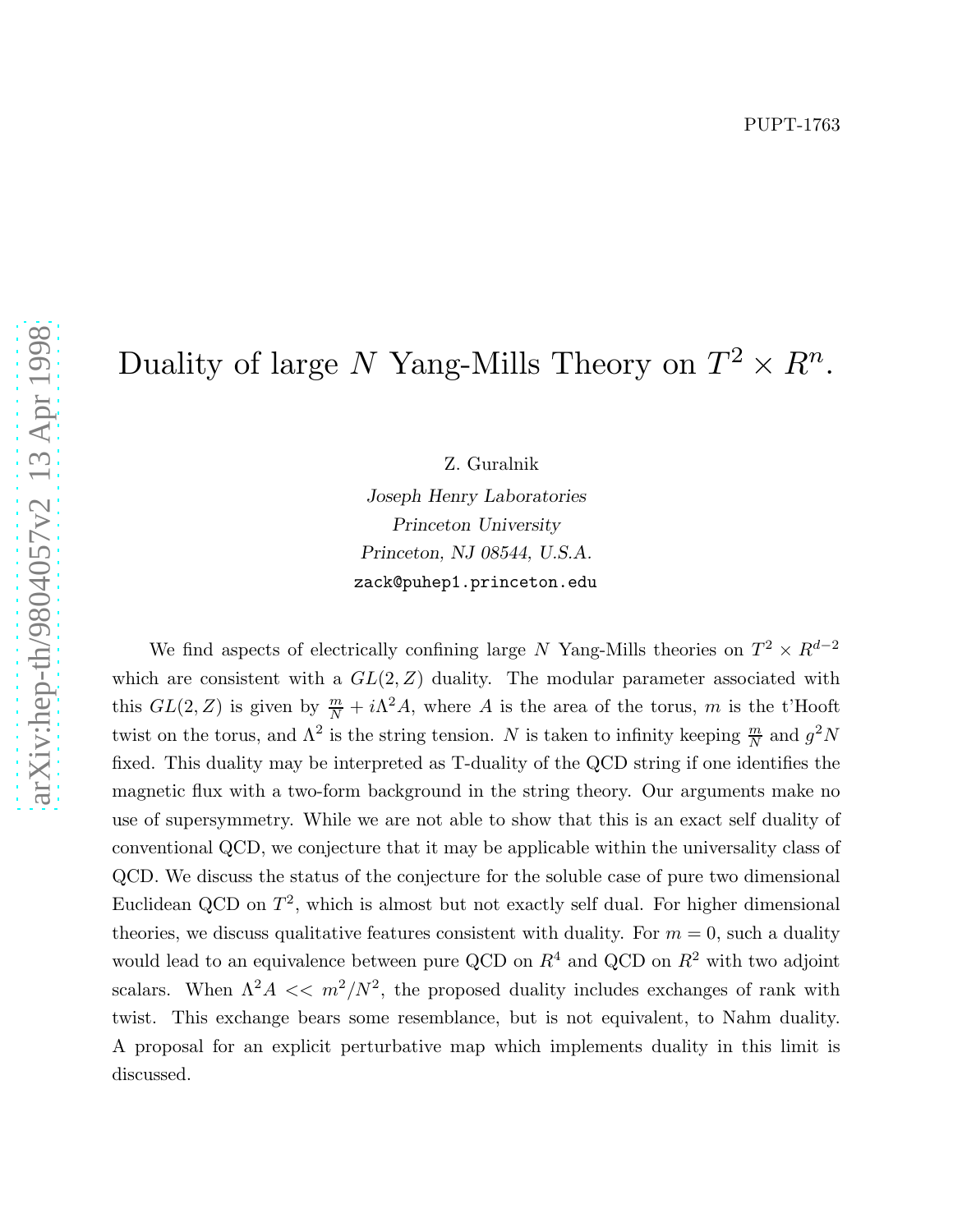PUPT-1763

# Duality of large $N$ Yang-Mills Theory on $T^2 \times R^n$.

Z. Guralnik

*Joseph Henry Laboratories*
*Princeton University*
*Princeton, NJ 08544, U.S.A.*
`zack@puhep1.princeton.edu`

We find aspects of electrically confining large $N$ Yang-Mills theories on $T^2 \times R^{d-2}$ which are consistent with a $GL(2,Z)$ duality. The modular parameter associated with this $GL(2,Z)$ is given by $\frac{m}{N} + i\Lambda^2 A$, where $A$ is the area of the torus, $m$ is the t'Hooft twist on the torus, and $\Lambda^2$ is the string tension. $N$ is taken to infinity keeping $\frac{m}{N}$ and $g^2 N$ fixed. This duality may be interpreted as T-duality of the QCD string if one identifies the magnetic flux with a two-form background in the string theory. Our arguments make no use of supersymmetry. While we are not able to show that this is an exact self duality of conventional QCD, we conjecture that it may be applicable within the universality class of QCD. We discuss the status of the conjecture for the soluble case of pure two dimensional Euclidean QCD on $T^2$, which is almost but not exactly self dual. For higher dimensional theories, we discuss qualitative features consistent with duality. For $m = 0$, such a duality would lead to an equivalence between pure QCD on $R^4$ and QCD on $R^2$ with two adjoint scalars. When $\Lambda^2 A << m^2/N^2$, the proposed duality includes exchanges of rank with twist. This exchange bears some resemblance, but is not equivalent, to Nahm duality. A proposal for an explicit perturbative map which implements duality in this limit is discussed.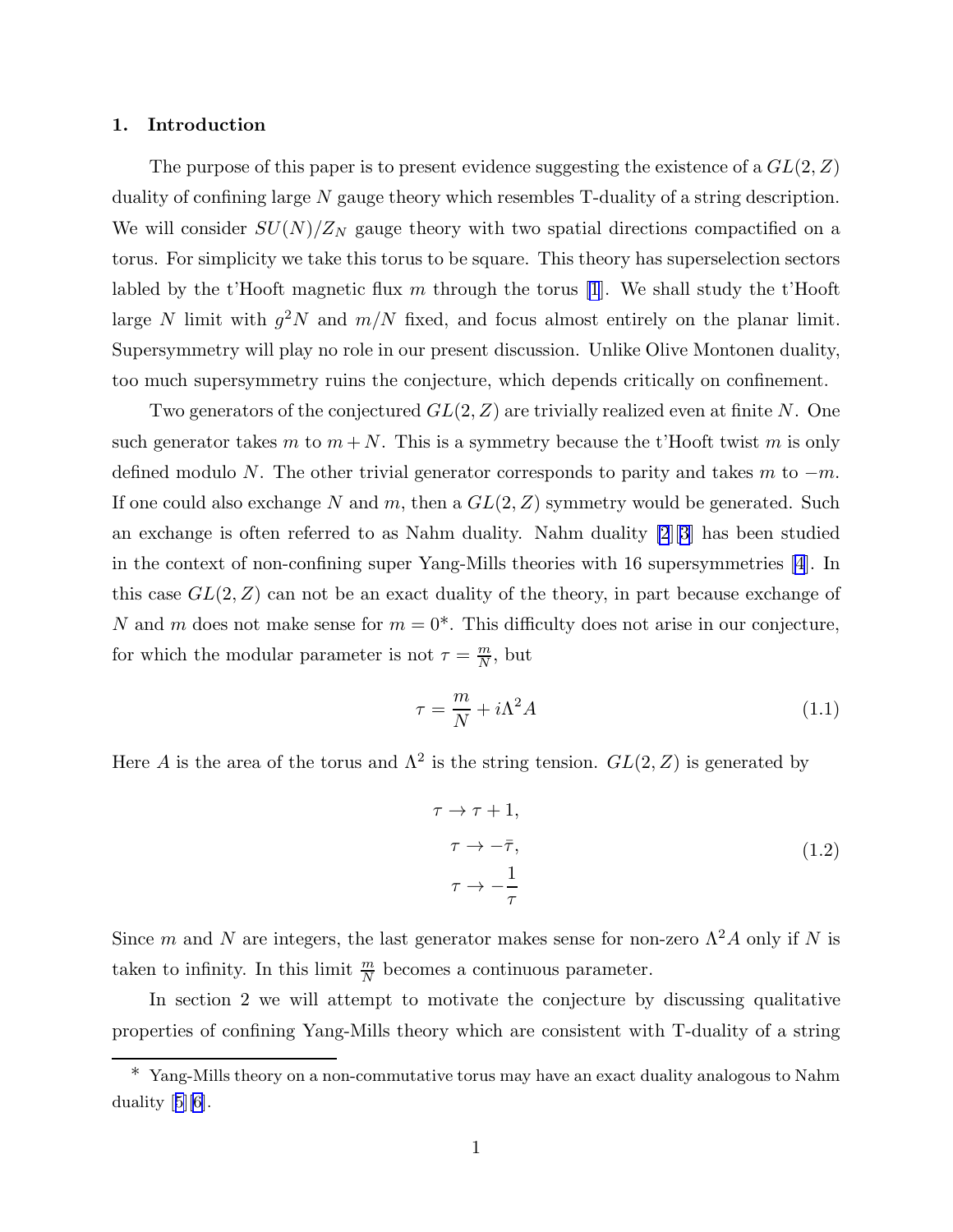## 1. Introduction

The purpose of this paper is to present evidence suggesting the existence of a $GL(2,Z)$ duality of confining large $N$ gauge theory which resembles T-duality of a string description. We will consider $SU(N)/Z_N$ gauge theory with two spatial directions compactified on a torus. For simplicity we take this torus to be square. This theory has superselection sectors labled by the t'Hooft magnetic flux $m$ through the torus [1]. We shall study the t'Hooft large $N$ limit with $g^2N$ and $m/N$ fixed, and focus almost entirely on the planar limit. Supersymmetry will play no role in our present discussion. Unlike Olive Montonen duality, too much supersymmetry ruins the conjecture, which depends critically on confinement.

Two generators of the conjectured $GL(2,Z)$ are trivially realized even at finite $N$. One such generator takes $m$ to $m+N$. This is a symmetry because the t'Hooft twist $m$ is only defined modulo $N$. The other trivial generator corresponds to parity and takes $m$ to $-m$. If one could also exchange $N$ and $m$, then a $GL(2,Z)$ symmetry would be generated. Such an exchange is often referred to as Nahm duality. Nahm duality [2][3] has been studied in the context of non-confining super Yang-Mills theories with 16 supersymmetries [4]. In this case $GL(2,Z)$ can not be an exact duality of the theory, in part because exchange of $N$ and $m$ does not make sense for $m=0$*. This difficulty does not arise in our conjecture, for which the modular parameter is not $\tau = \frac{m}{N}$, but

$$\tau = \frac{m}{N} + i\Lambda^2 A \tag{1.1}$$

Here $A$ is the area of the torus and $\Lambda^2$ is the string tension. $GL(2,Z)$ is generated by

$$\begin{aligned} \tau &\to \tau + 1, \\ \tau &\to -\bar{\tau}, \\ \tau &\to -\frac{1}{\tau} \end{aligned} \tag{1.2}$$

Since $m$ and $N$ are integers, the last generator makes sense for non-zero $\Lambda^2 A$ only if $N$ is taken to infinity. In this limit $\frac{m}{N}$ becomes a continuous parameter.

In section 2 we will attempt to motivate the conjecture by discussing qualitative properties of confining Yang-Mills theory which are consistent with T-duality of a string

* Yang-Mills theory on a non-commutative torus may have an exact duality analogous to Nahm duality [5][6].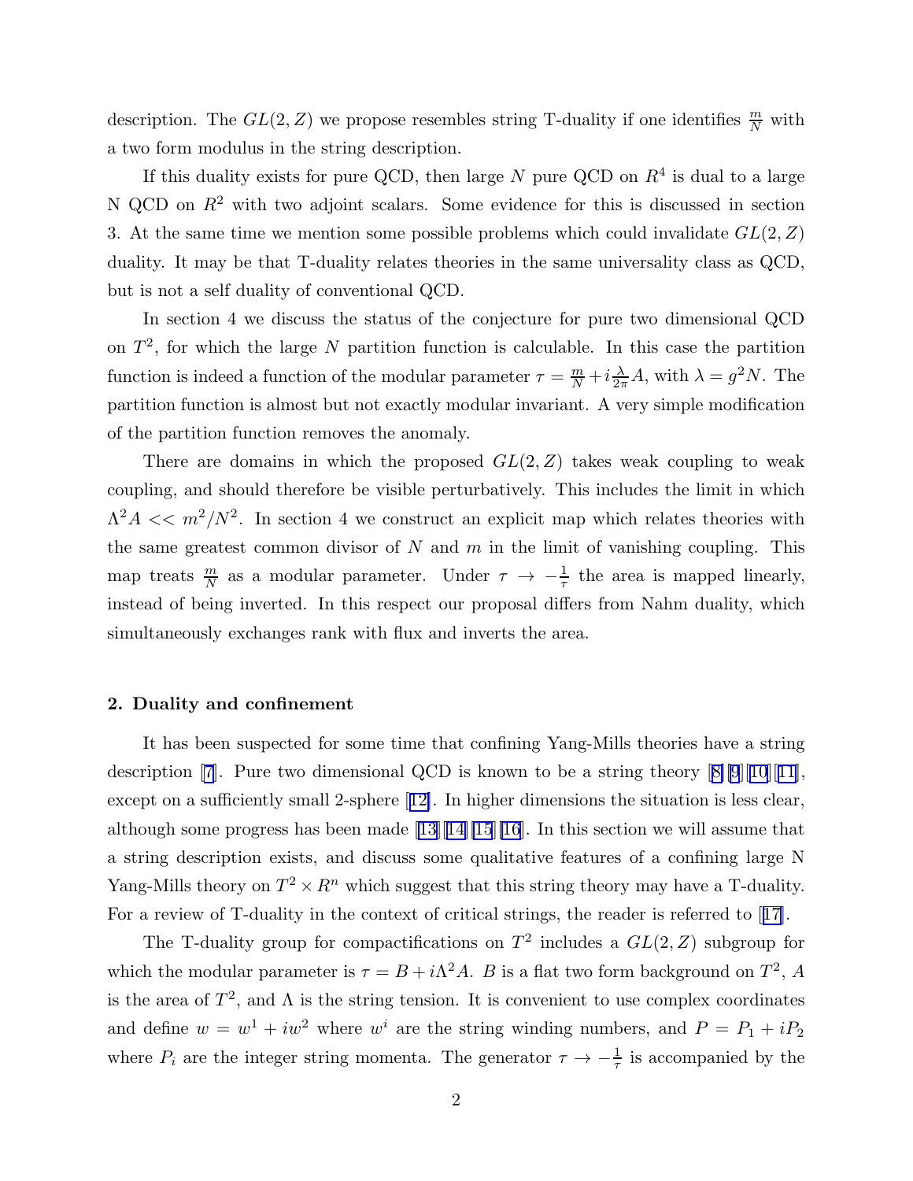description. The $GL(2,Z)$ we propose resembles string T-duality if one identifies $\frac{m}{N}$ with a two form modulus in the string description.

If this duality exists for pure QCD, then large $N$ pure QCD on $R^4$ is dual to a large N QCD on $R^2$ with two adjoint scalars. Some evidence for this is discussed in section 3. At the same time we mention some possible problems which could invalidate $GL(2,Z)$ duality. It may be that T-duality relates theories in the same universality class as QCD, but is not a self duality of conventional QCD.

In section 4 we discuss the status of the conjecture for pure two dimensional QCD on $T^2$, for which the large $N$ partition function is calculable. In this case the partition function is indeed a function of the modular parameter $\tau = \frac{m}{N} + i\frac{\lambda}{2\pi}A$, with $\lambda = g^2 N$. The partition function is almost but not exactly modular invariant. A very simple modification of the partition function removes the anomaly.

There are domains in which the proposed $GL(2,Z)$ takes weak coupling to weak coupling, and should therefore be visible perturbatively. This includes the limit in which $\Lambda^2 A << m^2/N^2$. In section 4 we construct an explicit map which relates theories with the same greatest common divisor of $N$ and $m$ in the limit of vanishing coupling. This map treats $\frac{m}{N}$ as a modular parameter. Under $\tau \to -\frac{1}{\tau}$ the area is mapped linearly, instead of being inverted. In this respect our proposal differs from Nahm duality, which simultaneously exchanges rank with flux and inverts the area.

## 2. Duality and confinement

It has been suspected for some time that confining Yang-Mills theories have a string description [7]. Pure two dimensional QCD is known to be a string theory [8][9][10][11], except on a sufficiently small 2-sphere [12]. In higher dimensions the situation is less clear, although some progress has been made [13][14][15][16]. In this section we will assume that a string description exists, and discuss some qualitative features of a confining large N Yang-Mills theory on $T^2 \times R^n$ which suggest that this string theory may have a T-duality. For a review of T-duality in the context of critical strings, the reader is referred to [17].

The T-duality group for compactifications on $T^2$ includes a $GL(2,Z)$ subgroup for which the modular parameter is $\tau = B + i\Lambda^2 A$. $B$ is a flat two form background on $T^2$, $A$ is the area of $T^2$, and $\Lambda$ is the string tension. It is convenient to use complex coordinates and define $w = w^1 + iw^2$ where $w^i$ are the string winding numbers, and $P = P_1 + iP_2$ where $P_i$ are the integer string momenta. The generator $\tau \to -\frac{1}{\tau}$ is accompanied by the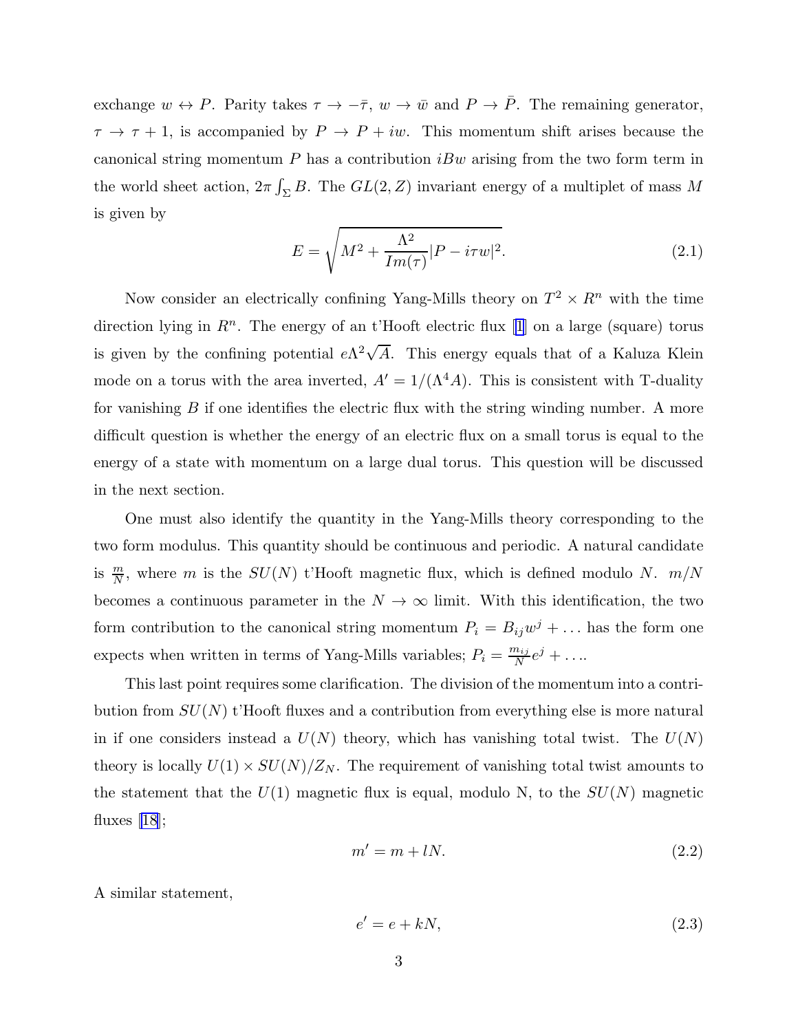exchange $w \leftrightarrow P$. Parity takes $\tau \to -\bar{\tau}$, $w \to \bar{w}$ and $P \to \bar{P}$. The remaining generator, $\tau \to \tau + 1$, is accompanied by $P \to P + iw$. This momentum shift arises because the canonical string momentum $P$ has a contribution $iBw$ arising from the two form term in the world sheet action, $2\pi \int_\Sigma B$. The $GL(2, Z)$ invariant energy of a multiplet of mass $M$ is given by

$$E = \sqrt{M^2 + \frac{\Lambda^2}{Im(\tau)} |P - i\tau w|^2}. \tag{2.1}$$

Now consider an electrically confining Yang-Mills theory on $T^2 \times R^n$ with the time direction lying in $R^n$. The energy of an t'Hooft electric flux [1] on a large (square) torus is given by the confining potential $e\Lambda^2 \sqrt{A}$. This energy equals that of a Kaluza Klein mode on a torus with the area inverted, $A' = 1/(\Lambda^4 A)$. This is consistent with T-duality for vanishing $B$ if one identifies the electric flux with the string winding number. A more difficult question is whether the energy of an electric flux on a small torus is equal to the energy of a state with momentum on a large dual torus. This question will be discussed in the next section.

One must also identify the quantity in the Yang-Mills theory corresponding to the two form modulus. This quantity should be continuous and periodic. A natural candidate is $\frac{m}{N}$, where $m$ is the $SU(N)$ t'Hooft magnetic flux, which is defined modulo $N$. $m/N$ becomes a continuous parameter in the $N \to \infty$ limit. With this identification, the two form contribution to the canonical string momentum $P_i = B_{ij} w^j + \ldots$ has the form one expects when written in terms of Yang-Mills variables; $P_i = \frac{m_{ij}}{N} e^j + \ldots$.

This last point requires some clarification. The division of the momentum into a contribution from $SU(N)$ t'Hooft fluxes and a contribution from everything else is more natural in if one considers instead a $U(N)$ theory, which has vanishing total twist. The $U(N)$ theory is locally $U(1) \times SU(N)/Z_N$. The requirement of vanishing total twist amounts to the statement that the $U(1)$ magnetic flux is equal, modulo N, to the $SU(N)$ magnetic fluxes [18];

$$m' = m + lN. \tag{2.2}$$

A similar statement,

$$e' = e + kN, \tag{2.3}$$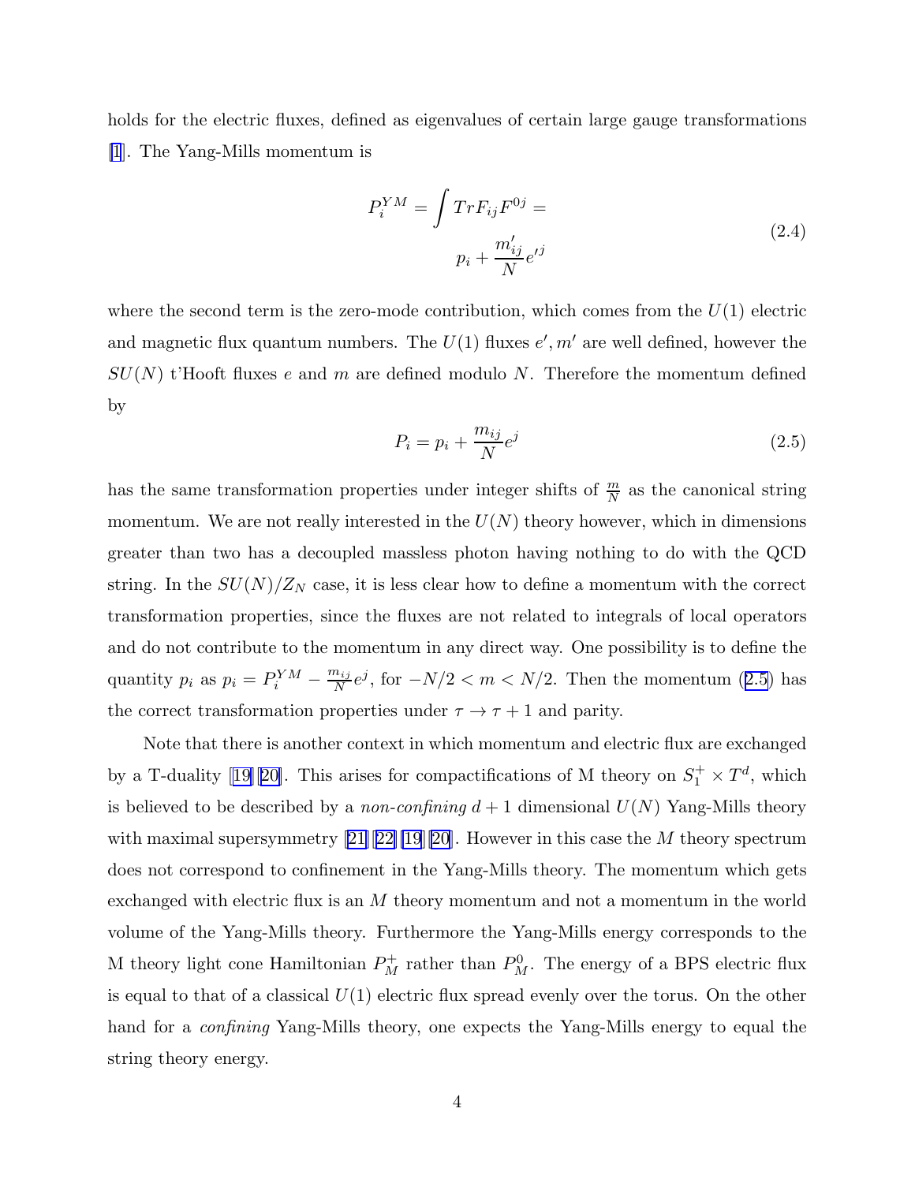holds for the electric fluxes, defined as eigenvalues of certain large gauge transformations [1]. The Yang-Mills momentum is

$$
\begin{aligned}
P_i^{YM} = \int Tr F_{ij} F^{0j} = \\
p_i + \frac{m'_{ij}}{N} e'^j
\end{aligned}
\tag{2.4}
$$

where the second term is the zero-mode contribution, which comes from the $U(1)$ electric and magnetic flux quantum numbers. The $U(1)$ fluxes $e', m'$ are well defined, however the $SU(N)$ t'Hooft fluxes $e$ and $m$ are defined modulo $N$. Therefore the momentum defined by

$$
P_i = p_i + \frac{m_{ij}}{N} e^j \tag{2.5}
$$

has the same transformation properties under integer shifts of $\frac{m}{N}$ as the canonical string momentum. We are not really interested in the $U(N)$ theory however, which in dimensions greater than two has a decoupled massless photon having nothing to do with the QCD string. In the $SU(N)/Z_N$ case, it is less clear how to define a momentum with the correct transformation properties, since the fluxes are not related to integrals of local operators and do not contribute to the momentum in any direct way. One possibility is to define the quantity $p_i$ as $p_i = P_i^{YM} - \frac{m_{ij}}{N} e^j$, for $-N/2 < m < N/2$. Then the momentum (2.5) has the correct transformation properties under $\tau \to \tau + 1$ and parity.

Note that there is another context in which momentum and electric flux are exchanged by a T-duality [19][20]. This arises for compactifications of M theory on $S_1^+ \times T^d$, which is believed to be described by a *non-confining* $d+1$ dimensional $U(N)$ Yang-Mills theory with maximal supersymmetry [21][22][19][20]. However in this case the $M$ theory spectrum does not correspond to confinement in the Yang-Mills theory. The momentum which gets exchanged with electric flux is an $M$ theory momentum and not a momentum in the world volume of the Yang-Mills theory. Furthermore the Yang-Mills energy corresponds to the M theory light cone Hamiltonian $P_M^+$ rather than $P_M^0$. The energy of a BPS electric flux is equal to that of a classical $U(1)$ electric flux spread evenly over the torus. On the other hand for a *confining* Yang-Mills theory, one expects the Yang-Mills energy to equal the string theory energy.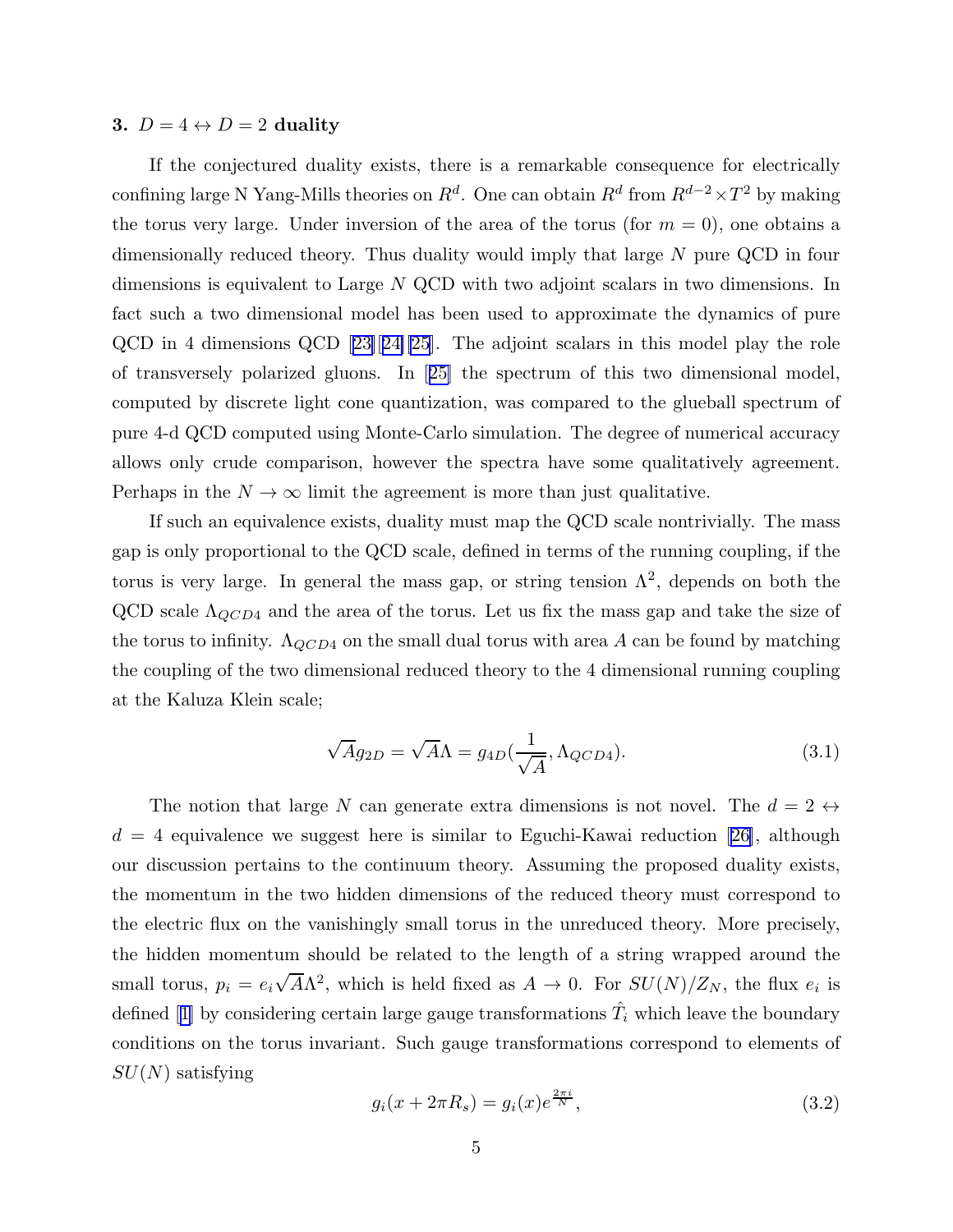### 3. $D = 4 \leftrightarrow D = 2$ duality

If the conjectured duality exists, there is a remarkable consequence for electrically confining large N Yang-Mills theories on $R^d$. One can obtain $R^d$ from $R^{d-2} \times T^2$ by making the torus very large. Under inversion of the area of the torus (for $m = 0$), one obtains a dimensionally reduced theory. Thus duality would imply that large $N$ pure QCD in four dimensions is equivalent to Large $N$ QCD with two adjoint scalars in two dimensions. In fact such a two dimensional model has been used to approximate the dynamics of pure QCD in 4 dimensions QCD [23][24][25]. The adjoint scalars in this model play the role of transversely polarized gluons. In [25] the spectrum of this two dimensional model, computed by discrete light cone quantization, was compared to the glueball spectrum of pure 4-d QCD computed using Monte-Carlo simulation. The degree of numerical accuracy allows only crude comparison, however the spectra have some qualitatively agreement. Perhaps in the $N \to \infty$ limit the agreement is more than just qualitative.

If such an equivalence exists, duality must map the QCD scale nontrivially. The mass gap is only proportional to the QCD scale, defined in terms of the running coupling, if the torus is very large. In general the mass gap, or string tension $\Lambda^2$, depends on both the QCD scale $\Lambda_{QCD4}$ and the area of the torus. Let us fix the mass gap and take the size of the torus to infinity. $\Lambda_{QCD4}$ on the small dual torus with area $A$ can be found by matching the coupling of the two dimensional reduced theory to the 4 dimensional running coupling at the Kaluza Klein scale;

$$\sqrt{A} g_{2D} = \sqrt{A} \Lambda = g_{4D}(\frac{1}{\sqrt{A}}, \Lambda_{QCD4}). \tag{3.1}$$

The notion that large $N$ can generate extra dimensions is not novel. The $d = 2 \leftrightarrow d = 4$ equivalence we suggest here is similar to Eguchi-Kawai reduction [26], although our discussion pertains to the continuum theory. Assuming the proposed duality exists, the momentum in the two hidden dimensions of the reduced theory must correspond to the electric flux on the vanishingly small torus in the unreduced theory. More precisely, the hidden momentum should be related to the length of a string wrapped around the small torus, $p_i = e_i \sqrt{A} \Lambda^2$, which is held fixed as $A \to 0$. For $SU(N)/Z_N$, the flux $e_i$ is defined [1] by considering certain large gauge transformations $\hat{T}_i$ which leave the boundary conditions on the torus invariant. Such gauge transformations correspond to elements of $SU(N)$ satisfying

$$g_i(x + 2\pi R_s) = g_i(x) e^{\frac{2\pi i}{N}}, \tag{3.2}$$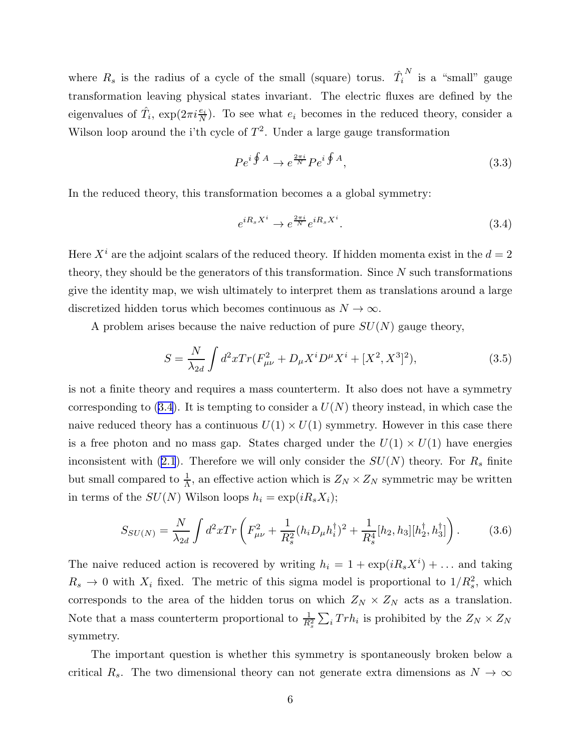where $R_s$ is the radius of a cycle of the small (square) torus. $\hat{T}_i^{\,N}$ is a "small" gauge transformation leaving physical states invariant. The electric fluxes are defined by the eigenvalues of $\hat{T}_i$, $\exp(2\pi i \frac{e_i}{N})$. To see what $e_i$ becomes in the reduced theory, consider a Wilson loop around the i'th cycle of $T^2$. Under a large gauge transformation

$$
Pe^{i\oint A} \rightarrow e^{\frac{2\pi i}{N}} Pe^{i\oint A}, \tag{3.3}
$$

In the reduced theory, this transformation becomes a a global symmetry:

$$
e^{iR_s X^i} \rightarrow e^{\frac{2\pi i}{N}} e^{iR_s X^i}. \tag{3.4}
$$

Here $X^i$ are the adjoint scalars of the reduced theory. If hidden momenta exist in the $d = 2$ theory, they should be the generators of this transformation. Since $N$ such transformations give the identity map, we wish ultimately to interpret them as translations around a large discretized hidden torus which becomes continuous as $N \rightarrow \infty$.

A problem arises because the naive reduction of pure $SU(N)$ gauge theory,

$$
S = \frac{N}{\lambda_{2d}} \int d^2x Tr(F_{\mu\nu}^2 + D_\mu X^i D^\mu X^i + [X^2, X^3]^2), \tag{3.5}
$$

is not a finite theory and requires a mass counterterm. It also does not have a symmetry corresponding to (3.4). It is tempting to consider a $U(N)$ theory instead, in which case the naive reduced theory has a continuous $U(1) \times U(1)$ symmetry. However in this case there is a free photon and no mass gap. States charged under the $U(1) \times U(1)$ have energies inconsistent with (2.1). Therefore we will only consider the $SU(N)$ theory. For $R_s$ finite but small compared to $\frac{1}{\Lambda}$, an effective action which is $Z_N \times Z_N$ symmetric may be written in terms of the $SU(N)$ Wilson loops $h_i = \exp(iR_s X_i)$;

$$
S_{SU(N)} = \frac{N}{\lambda_{2d}} \int d^2x Tr\left(F_{\mu\nu}^2 + \frac{1}{R_s^2}(h_i D_\mu h_i^\dagger)^2 + \frac{1}{R_s^4}[h_2, h_3][h_2^\dagger, h_3^\dagger]\right). \tag{3.6}
$$

The naive reduced action is recovered by writing $h_i = 1 + \exp(iR_s X^i) + \ldots$ and taking $R_s \rightarrow 0$ with $X_i$ fixed. The metric of this sigma model is proportional to $1/R_s^2$, which corresponds to the area of the hidden torus on which $Z_N \times Z_N$ acts as a translation. Note that a mass counterterm proportional to $\frac{1}{R_s^2}\sum_i Trh_i$ is prohibited by the $Z_N \times Z_N$ symmetry.

The important question is whether this symmetry is spontaneously broken below a critical $R_s$. The two dimensional theory can not generate extra dimensions as $N \rightarrow \infty$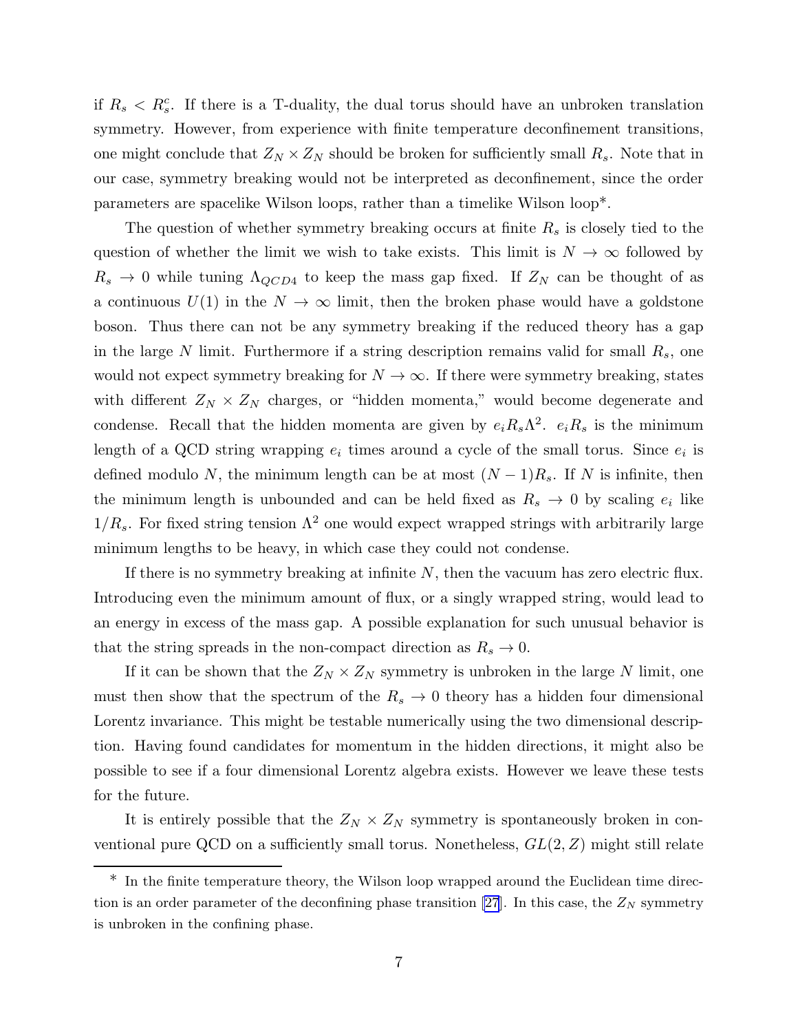if $R_s < R_s^c$. If there is a T-duality, the dual torus should have an unbroken translation symmetry. However, from experience with finite temperature deconfinement transitions, one might conclude that $Z_N \times Z_N$ should be broken for sufficiently small $R_s$. Note that in our case, symmetry breaking would not be interpreted as deconfinement, since the order parameters are spacelike Wilson loops, rather than a timelike Wilson loop*.

The question of whether symmetry breaking occurs at finite $R_s$ is closely tied to the question of whether the limit we wish to take exists. This limit is $N \to \infty$ followed by $R_s \to 0$ while tuning $\Lambda_{QCD4}$ to keep the mass gap fixed. If $Z_N$ can be thought of as a continuous $U(1)$ in the $N \to \infty$ limit, then the broken phase would have a goldstone boson. Thus there can not be any symmetry breaking if the reduced theory has a gap in the large $N$ limit. Furthermore if a string description remains valid for small $R_s$, one would not expect symmetry breaking for $N \to \infty$. If there were symmetry breaking, states with different $Z_N \times Z_N$ charges, or "hidden momenta," would become degenerate and condense. Recall that the hidden momenta are given by $e_i R_s \Lambda^2$. $e_i R_s$ is the minimum length of a QCD string wrapping $e_i$ times around a cycle of the small torus. Since $e_i$ is defined modulo $N$, the minimum length can be at most $(N-1)R_s$. If $N$ is infinite, then the minimum length is unbounded and can be held fixed as $R_s \to 0$ by scaling $e_i$ like $1/R_s$. For fixed string tension $\Lambda^2$ one would expect wrapped strings with arbitrarily large minimum lengths to be heavy, in which case they could not condense.

If there is no symmetry breaking at infinite $N$, then the vacuum has zero electric flux. Introducing even the minimum amount of flux, or a singly wrapped string, would lead to an energy in excess of the mass gap. A possible explanation for such unusual behavior is that the string spreads in the non-compact direction as $R_s \to 0$.

If it can be shown that the $Z_N \times Z_N$ symmetry is unbroken in the large $N$ limit, one must then show that the spectrum of the $R_s \to 0$ theory has a hidden four dimensional Lorentz invariance. This might be testable numerically using the two dimensional description. Having found candidates for momentum in the hidden directions, it might also be possible to see if a four dimensional Lorentz algebra exists. However we leave these tests for the future.

It is entirely possible that the $Z_N \times Z_N$ symmetry is spontaneously broken in conventional pure QCD on a sufficiently small torus. Nonetheless, $GL(2, Z)$ might still relate

* In the finite temperature theory, the Wilson loop wrapped around the Euclidean time direction is an order parameter of the deconfining phase transition [27]. In this case, the $Z_N$ symmetry is unbroken in the confining phase.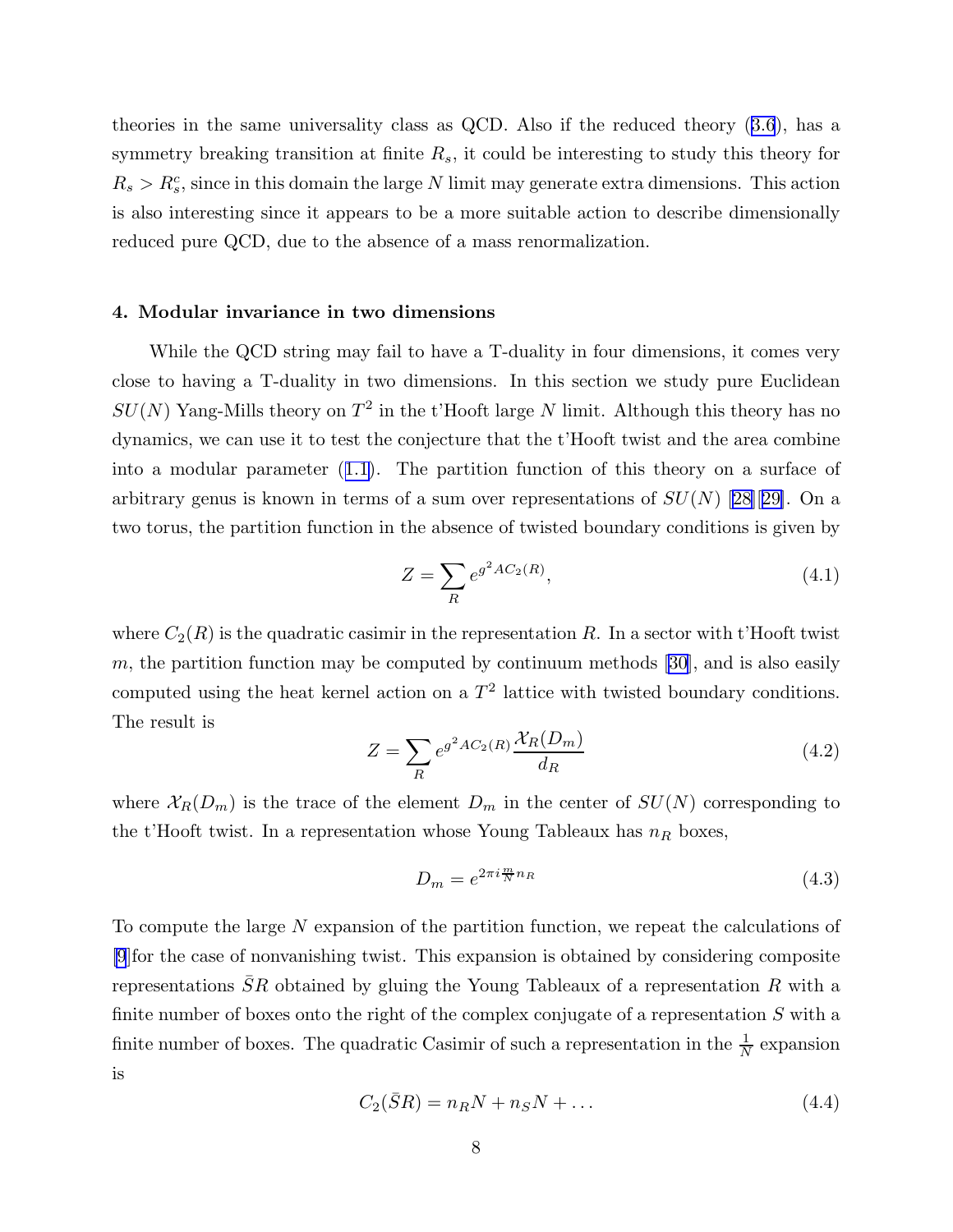theories in the same universality class as QCD. Also if the reduced theory (3.6), has a symmetry breaking transition at finite $R_s$, it could be interesting to study this theory for $R_s > R_s^c$, since in this domain the large $N$ limit may generate extra dimensions. This action is also interesting since it appears to be a more suitable action to describe dimensionally reduced pure QCD, due to the absence of a mass renormalization.

#### 4. Modular invariance in two dimensions

While the QCD string may fail to have a T-duality in four dimensions, it comes very close to having a T-duality in two dimensions. In this section we study pure Euclidean $SU(N)$ Yang-Mills theory on $T^2$ in the t'Hooft large $N$ limit. Although this theory has no dynamics, we can use it to test the conjecture that the t'Hooft twist and the area combine into a modular parameter (1.1). The partition function of this theory on a surface of arbitrary genus is known in terms of a sum over representations of $SU(N)$ [28][29]. On a two torus, the partition function in the absence of twisted boundary conditions is given by

$$Z = \sum_R e^{g^2 A C_2(R)}, \tag{4.1}$$

where $C_2(R)$ is the quadratic casimir in the representation $R$. In a sector with t'Hooft twist $m$, the partition function may be computed by continuum methods [30], and is also easily computed using the heat kernel action on a $T^2$ lattice with twisted boundary conditions. The result is

$$Z = \sum_R e^{g^2 A C_2(R)} \frac{\mathcal{X}_R(D_m)}{d_R} \tag{4.2}$$

where $\mathcal{X}_R(D_m)$ is the trace of the element $D_m$ in the center of $SU(N)$ corresponding to the t'Hooft twist. In a representation whose Young Tableaux has $n_R$ boxes,

$$D_m = e^{2\pi i \frac{m}{N} n_R} \tag{4.3}$$

To compute the large $N$ expansion of the partition function, we repeat the calculations of [9]for the case of nonvanishing twist. This expansion is obtained by considering composite representations $\bar{S}R$ obtained by gluing the Young Tableaux of a representation $R$ with a finite number of boxes onto the right of the complex conjugate of a representation $S$ with a finite number of boxes. The quadratic Casimir of such a representation in the $\frac{1}{N}$ expansion is

$$C_2(\bar{S}R) = n_R N + n_S N + \ldots \tag{4.4}$$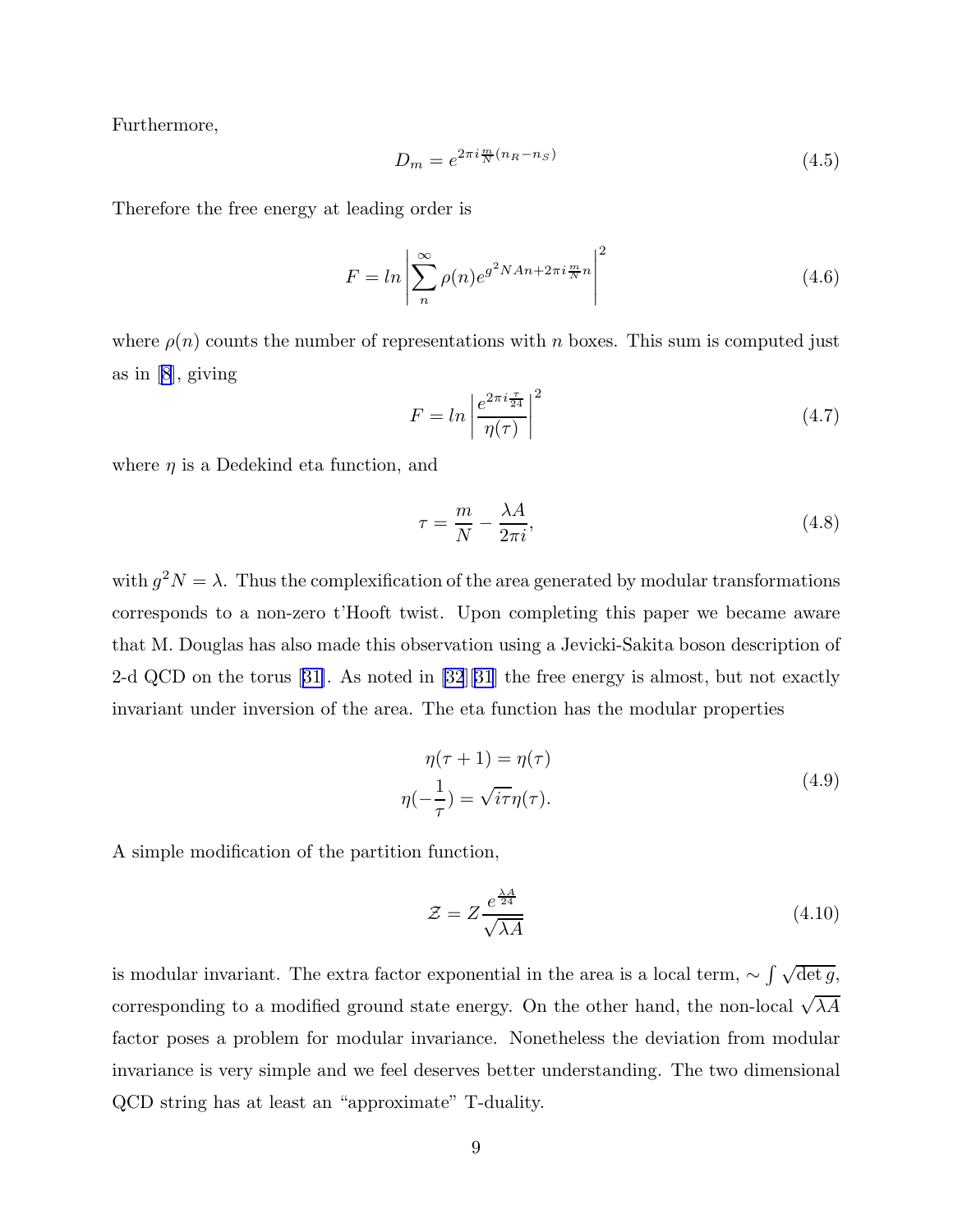Furthermore,

$$D_m = e^{2\pi i \frac{m}{N}(n_R - n_S)} \tag{4.5}$$

Therefore the free energy at leading order is

$$F = ln \left| \sum_{n}^{\infty} \rho(n) e^{g^2 NAn + 2\pi i \frac{m}{N} n} \right|^2 \tag{4.6}$$

where $\rho(n)$ counts the number of representations with $n$ boxes. This sum is computed just as in [8], giving

$$F = ln \left| \frac{e^{2\pi i \frac{\tau}{24}}}{\eta(\tau)} \right|^2 \tag{4.7}$$

where $\eta$ is a Dedekind eta function, and

$$\tau = \frac{m}{N} - \frac{\lambda A}{2\pi i}, \tag{4.8}$$

with $g^2 N = \lambda$. Thus the complexification of the area generated by modular transformations corresponds to a non-zero t'Hooft twist. Upon completing this paper we became aware that M. Douglas has also made this observation using a Jevicki-Sakita boson description of 2-d QCD on the torus [31]. As noted in [32][31] the free energy is almost, but not exactly invariant under inversion of the area. The eta function has the modular properties

$$\begin{aligned} \eta(\tau + 1) &= \eta(\tau) \\ \eta(-\frac{1}{\tau}) &= \sqrt{i\tau}\eta(\tau). \end{aligned} \tag{4.9}$$

A simple modification of the partition function,

$$\mathcal{Z} = Z \frac{e^{\frac{\lambda A}{24}}}{\sqrt{\lambda A}} \tag{4.10}$$

is modular invariant. The extra factor exponential in the area is a local term, $\sim \int \sqrt{\det g}$, corresponding to a modified ground state energy. On the other hand, the non-local $\sqrt{\lambda A}$ factor poses a problem for modular invariance. Nonetheless the deviation from modular invariance is very simple and we feel deserves better understanding. The two dimensional QCD string has at least an "approximate" T-duality.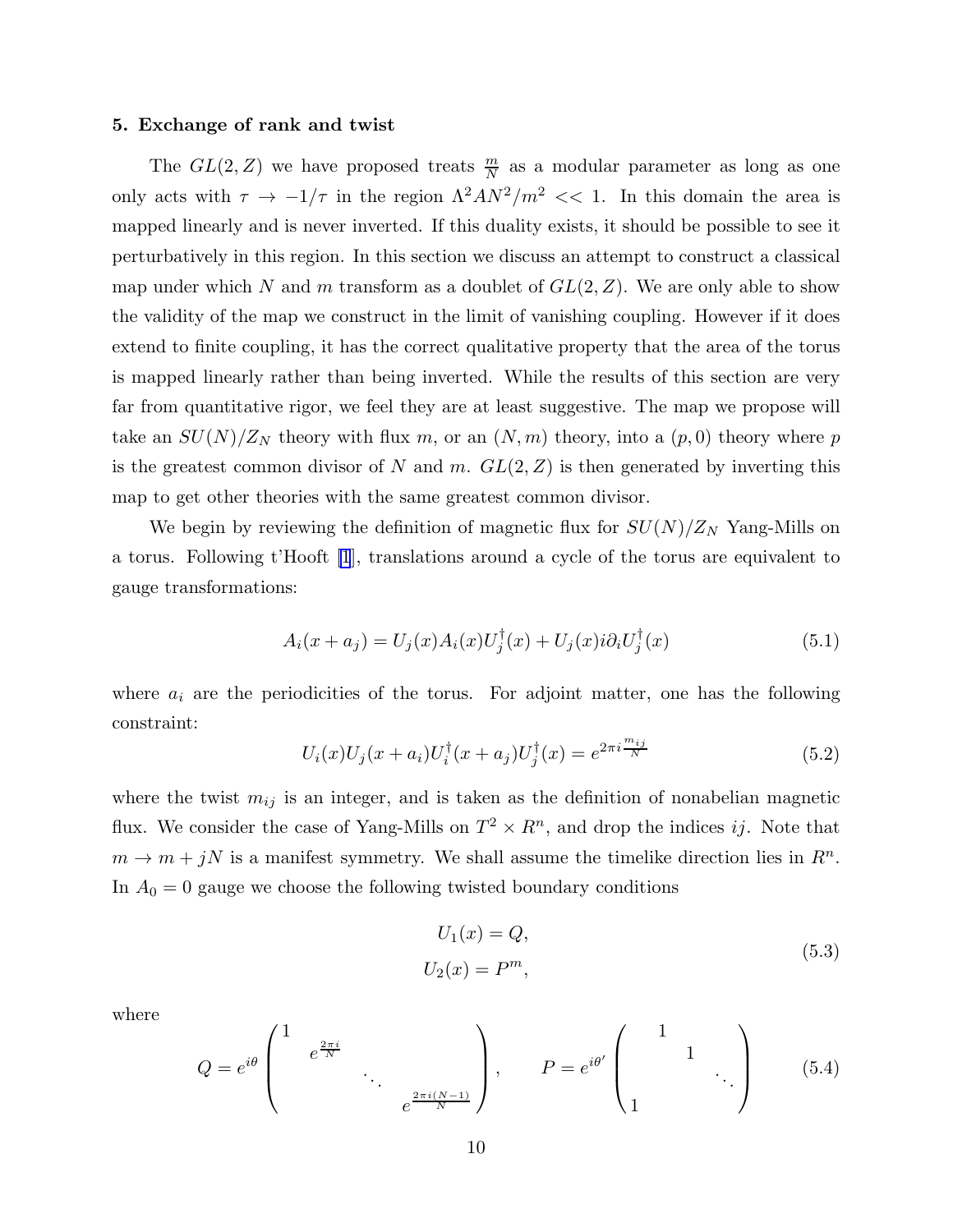### 5. Exchange of rank and twist

The $GL(2,Z)$ we have proposed treats $\frac{m}{N}$ as a modular parameter as long as one only acts with $\tau \to -1/\tau$ in the region $\Lambda^2 A N^2/m^2 << 1$. In this domain the area is mapped linearly and is never inverted. If this duality exists, it should be possible to see it perturbatively in this region. In this section we discuss an attempt to construct a classical map under which $N$ and $m$ transform as a doublet of $GL(2,Z)$. We are only able to show the validity of the map we construct in the limit of vanishing coupling. However if it does extend to finite coupling, it has the correct qualitative property that the area of the torus is mapped linearly rather than being inverted. While the results of this section are very far from quantitative rigor, we feel they are at least suggestive. The map we propose will take an $SU(N)/Z_N$ theory with flux $m$, or an $(N,m)$ theory, into a $(p,0)$ theory where $p$ is the greatest common divisor of $N$ and $m$. $GL(2,Z)$ is then generated by inverting this map to get other theories with the same greatest common divisor.

We begin by reviewing the definition of magnetic flux for $SU(N)/Z_N$ Yang-Mills on a torus. Following t'Hooft [1], translations around a cycle of the torus are equivalent to gauge transformations:

$$A_i(x+a_j) = U_j(x)A_i(x)U_j^\dagger(x) + U_j(x)i\partial_i U_j^\dagger(x) \tag{5.1}$$

where $a_i$ are the periodicities of the torus. For adjoint matter, one has the following constraint:

$$U_i(x)U_j(x+a_i)U_i^\dagger(x+a_j)U_j^\dagger(x) = e^{2\pi i \frac{m_{ij}}{N}} \tag{5.2}$$

where the twist $m_{ij}$ is an integer, and is taken as the definition of nonabelian magnetic flux. We consider the case of Yang-Mills on $T^2 \times R^n$, and drop the indices $ij$. Note that $m \to m + jN$ is a manifest symmetry. We shall assume the timelike direction lies in $R^n$. In $A_0 = 0$ gauge we choose the following twisted boundary conditions

$$\begin{aligned} U_1(x) &= Q, \\ U_2(x) &= P^m, \end{aligned} \tag{5.3}$$

where

$$Q = e^{i\theta}\begin{pmatrix} 1 & & & \\ & e^{\frac{2\pi i}{N}} & & \\ & & \ddots & \\ & & & e^{\frac{2\pi i(N-1)}{N}} \end{pmatrix}, \qquad P = e^{i\theta'}\begin{pmatrix} & 1 & & \\ & & 1 & \\ & & & \ddots \\ 1 & & & \end{pmatrix} \tag{5.4}$$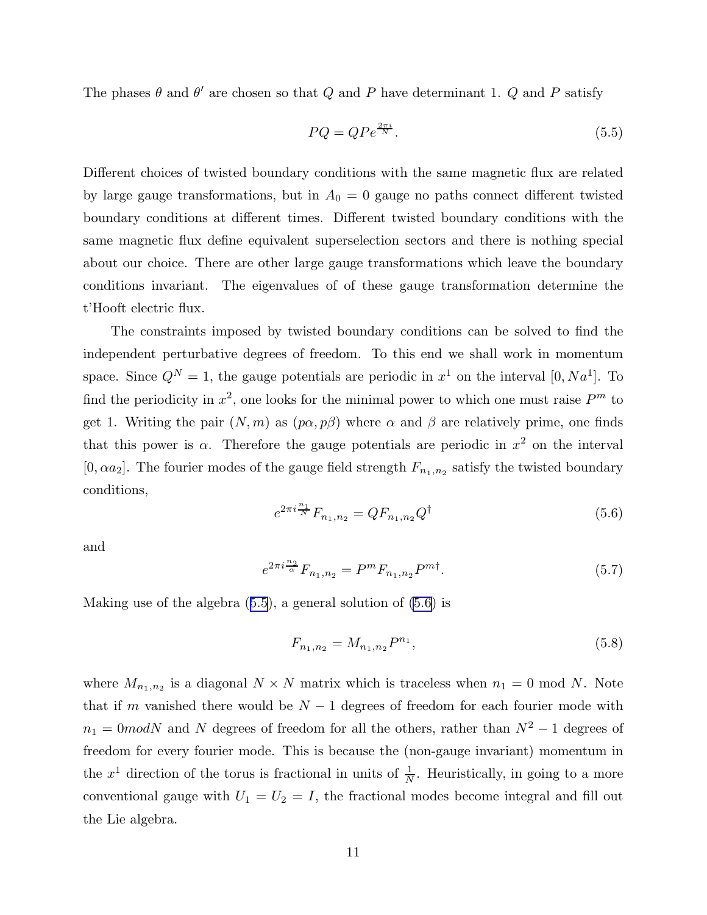The phases $\theta$ and $\theta'$ are chosen so that $Q$ and $P$ have determinant 1. $Q$ and $P$ satisfy

$$PQ = QPe^{\frac{2\pi i}{N}}. \tag{5.5}$$

Different choices of twisted boundary conditions with the same magnetic flux are related by large gauge transformations, but in $A_0 = 0$ gauge no paths connect different twisted boundary conditions at different times. Different twisted boundary conditions with the same magnetic flux define equivalent superselection sectors and there is nothing special about our choice. There are other large gauge transformations which leave the boundary conditions invariant. The eigenvalues of of these gauge transformation determine the t'Hooft electric flux.

The constraints imposed by twisted boundary conditions can be solved to find the independent perturbative degrees of freedom. To this end we shall work in momentum space. Since $Q^N = 1$, the gauge potentials are periodic in $x^1$ on the interval $[0, Na^1]$. To find the periodicity in $x^2$, one looks for the minimal power to which one must raise $P^m$ to get 1. Writing the pair $(N, m)$ as $(p\alpha, p\beta)$ where $\alpha$ and $\beta$ are relatively prime, one finds that this power is $\alpha$. Therefore the gauge potentials are periodic in $x^2$ on the interval $[0, \alpha a_2]$. The fourier modes of the gauge field strength $F_{n_1,n_2}$ satisfy the twisted boundary conditions,

$$e^{2\pi i \frac{n_1}{N}} F_{n_1,n_2} = QF_{n_1,n_2}Q^{\dagger} \tag{5.6}$$

and

$$e^{2\pi i \frac{n_2}{\alpha}} F_{n_1,n_2} = P^m F_{n_1,n_2} P^{m\dagger}. \tag{5.7}$$

Making use of the algebra (5.5), a general solution of (5.6) is

$$F_{n_1,n_2} = M_{n_1,n_2} P^{n_1}, \tag{5.8}$$

where $M_{n_1,n_2}$ is a diagonal $N \times N$ matrix which is traceless when $n_1 = 0$ mod $N$. Note that if $m$ vanished there would be $N - 1$ degrees of freedom for each fourier mode with $n_1 = 0 mod N$ and $N$ degrees of freedom for all the others, rather than $N^2 - 1$ degrees of freedom for every fourier mode. This is because the (non-gauge invariant) momentum in the $x^1$ direction of the torus is fractional in units of $\frac{1}{N}$. Heuristically, in going to a more conventional gauge with $U_1 = U_2 = I$, the fractional modes become integral and fill out the Lie algebra.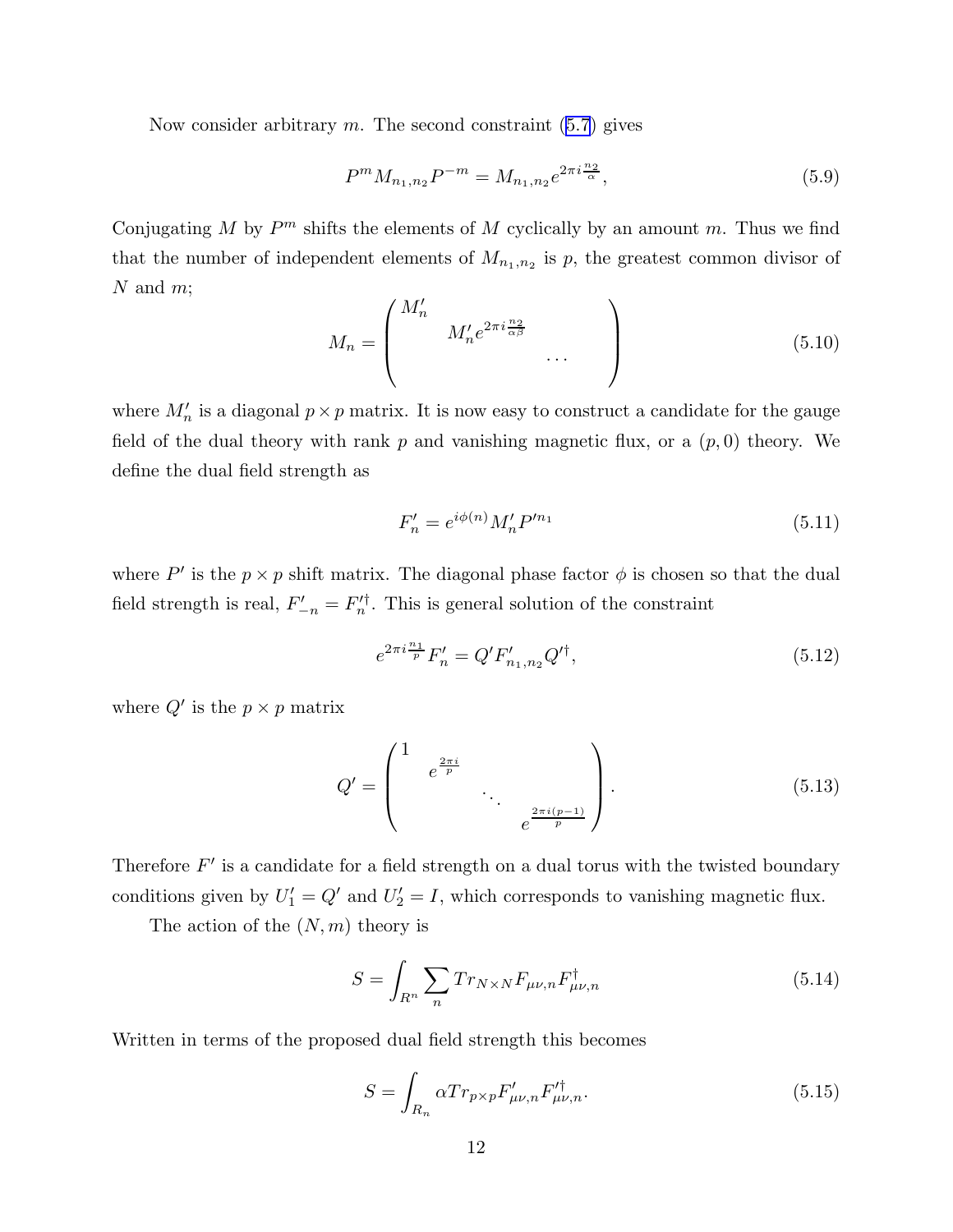Now consider arbitrary $m$. The second constraint (5.7) gives

$$P^m M_{n_1,n_2} P^{-m} = M_{n_1,n_2} e^{2\pi i \frac{n_2}{\alpha}}, \tag{5.9}$$

Conjugating $M$ by $P^m$ shifts the elements of $M$ cyclically by an amount $m$. Thus we find that the number of independent elements of $M_{n_1,n_2}$ is $p$, the greatest common divisor of $N$ and $m$;

$$M_n = \begin{pmatrix} M'_n & & \\ & M'_n e^{2\pi i \frac{n_2}{\alpha\beta}} & \\ & & \cdots \end{pmatrix} \tag{5.10}$$

where $M'_n$ is a diagonal $p \times p$ matrix. It is now easy to construct a candidate for the gauge field of the dual theory with rank $p$ and vanishing magnetic flux, or a $(p, 0)$ theory. We define the dual field strength as

$$F'_n = e^{i\phi(n)} M'_n P'^{n_1} \tag{5.11}$$

where $P'$ is the $p \times p$ shift matrix. The diagonal phase factor $\phi$ is chosen so that the dual field strength is real, $F'_{-n} = F'^{\dagger}_n$. This is general solution of the constraint

$$e^{2\pi i \frac{n_1}{p}} F'_n = Q' F'_{n_1,n_2} Q'^{\dagger}, \tag{5.12}$$

where $Q'$ is the $p \times p$ matrix

$$Q' = \begin{pmatrix} 1 & & & \\ & e^{\frac{2\pi i}{p}} & & \\ & & \ddots & \\ & & & e^{\frac{2\pi i(p-1)}{p}} \end{pmatrix}. \tag{5.13}$$

Therefore $F'$ is a candidate for a field strength on a dual torus with the twisted boundary conditions given by $U'_1 = Q'$ and $U'_2 = I$, which corresponds to vanishing magnetic flux.

The action of the $(N, m)$ theory is

$$S = \int_{R^n} \sum_n Tr_{N \times N} F_{\mu\nu,n} F^{\dagger}_{\mu\nu,n} \tag{5.14}$$

Written in terms of the proposed dual field strength this becomes

$$S = \int_{R_n} \alpha Tr_{p \times p} F'_{\mu\nu,n} F'^{\dagger}_{\mu\nu,n}. \tag{5.15}$$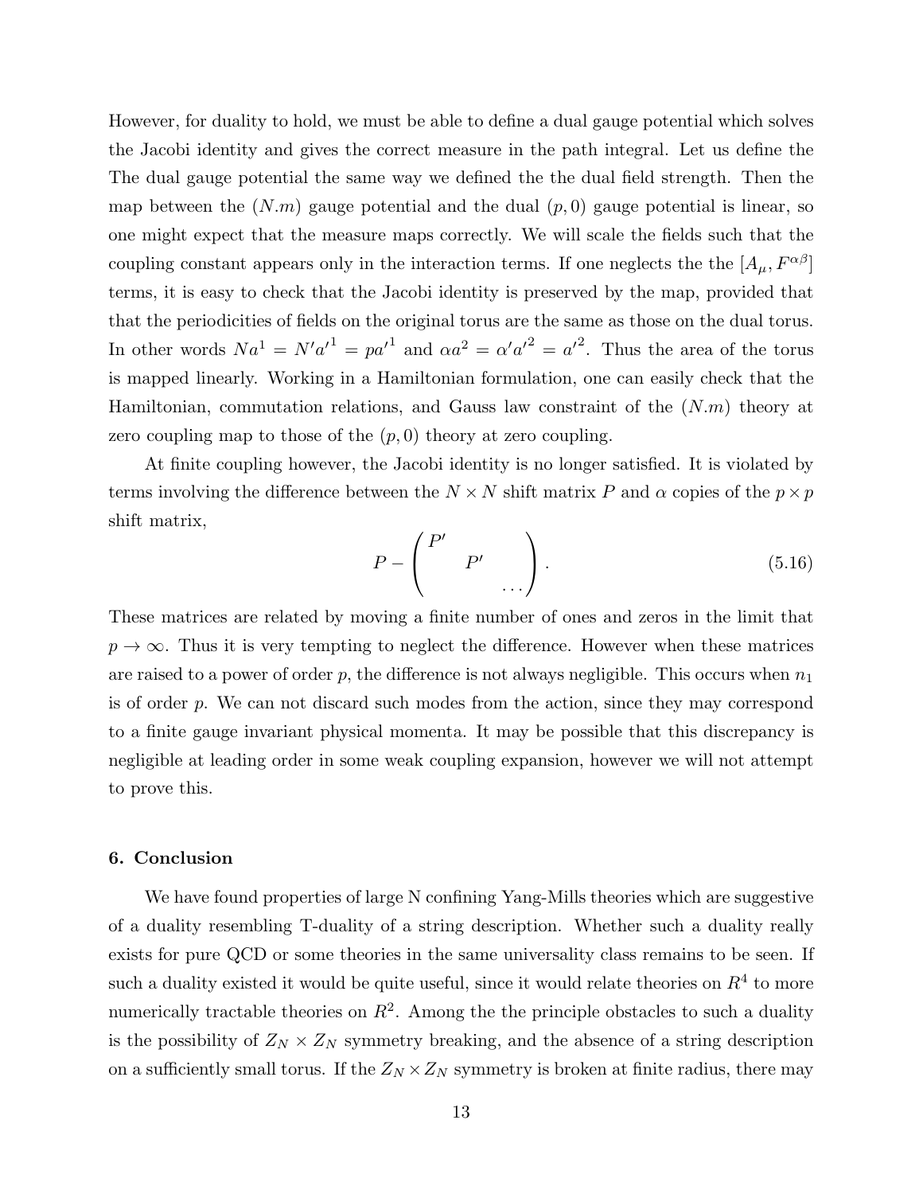However, for duality to hold, we must be able to define a dual gauge potential which solves the Jacobi identity and gives the correct measure in the path integral. Let us define the The dual gauge potential the same way we defined the the dual field strength. Then the map between the $(N.m)$ gauge potential and the dual $(p, 0)$ gauge potential is linear, so one might expect that the measure maps correctly. We will scale the fields such that the coupling constant appears only in the interaction terms. If one neglects the the $[A_\mu, F^{\alpha\beta}]$ terms, it is easy to check that the Jacobi identity is preserved by the map, provided that that the periodicities of fields on the original torus are the same as those on the dual torus. In other words $Na^1 = N'a'^1 = pa'^1$ and $\alpha a^2 = \alpha' a'^2 = a'^2$. Thus the area of the torus is mapped linearly. Working in a Hamiltonian formulation, one can easily check that the Hamiltonian, commutation relations, and Gauss law constraint of the $(N.m)$ theory at zero coupling map to those of the $(p, 0)$ theory at zero coupling.

At finite coupling however, the Jacobi identity is no longer satisfied. It is violated by terms involving the difference between the $N \times N$ shift matrix $P$ and $\alpha$ copies of the $p \times p$ shift matrix,

$$P - \begin{pmatrix} P' & & \\ & P' & \\ & & \cdots \end{pmatrix}. \tag{5.16}$$

These matrices are related by moving a finite number of ones and zeros in the limit that $p \to \infty$. Thus it is very tempting to neglect the difference. However when these matrices are raised to a power of order $p$, the difference is not always negligible. This occurs when $n_1$ is of order $p$. We can not discard such modes from the action, since they may correspond to a finite gauge invariant physical momenta. It may be possible that this discrepancy is negligible at leading order in some weak coupling expansion, however we will not attempt to prove this.

## 6. Conclusion

We have found properties of large N confining Yang-Mills theories which are suggestive of a duality resembling T-duality of a string description. Whether such a duality really exists for pure QCD or some theories in the same universality class remains to be seen. If such a duality existed it would be quite useful, since it would relate theories on $R^4$ to more numerically tractable theories on $R^2$. Among the the principle obstacles to such a duality is the possibility of $Z_N \times Z_N$ symmetry breaking, and the absence of a string description on a sufficiently small torus. If the $Z_N \times Z_N$ symmetry is broken at finite radius, there may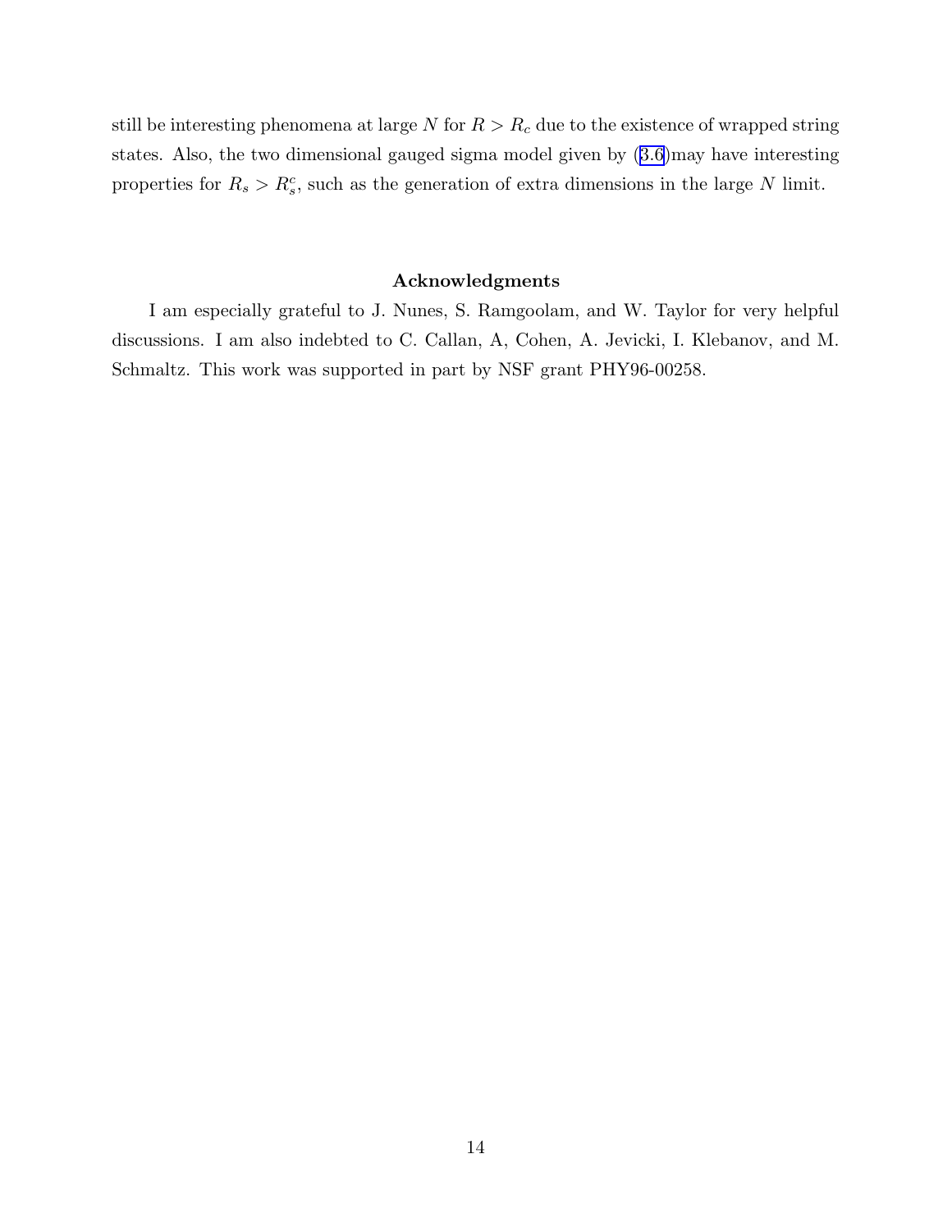still be interesting phenomena at large $N$ for $R > R_c$ due to the existence of wrapped string states. Also, the two dimensional gauged sigma model given by (3.6)may have interesting properties for $R_s > R_s^c$, such as the generation of extra dimensions in the large $N$ limit.

### Acknowledgments

I am especially grateful to J. Nunes, S. Ramgoolam, and W. Taylor for very helpful discussions. I am also indebted to C. Callan, A, Cohen, A. Jevicki, I. Klebanov, and M. Schmaltz. This work was supported in part by NSF grant PHY96-00258.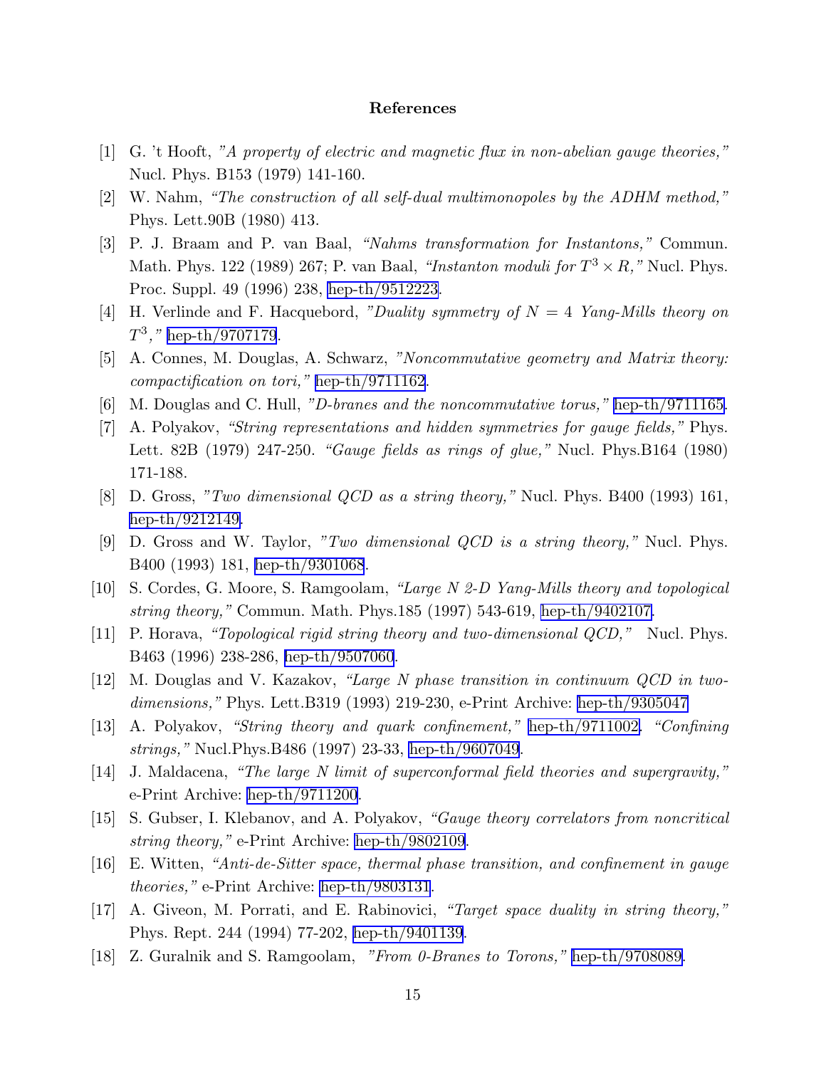## References

[1] G. 't Hooft, *"A property of electric and magnetic flux in non-abelian gauge theories,"* Nucl. Phys. B153 (1979) 141-160.

[2] W. Nahm, *"The construction of all self-dual multimonopoles by the ADHM method,"* Phys. Lett.90B (1980) 413.

[3] P. J. Braam and P. van Baal, *"Nahms transformation for Instantons,"* Commun. Math. Phys. 122 (1989) 267; P. van Baal, *"Instanton moduli for $T^3 \times R$,"* Nucl. Phys. Proc. Suppl. 49 (1996) 238, hep-th/9512223.

[4] H. Verlinde and F. Hacquebord, *"Duality symmetry of $N = 4$ Yang-Mills theory on $T^3$,"* hep-th/9707179.

[5] A. Connes, M. Douglas, A. Schwarz, *"Noncommutative geometry and Matrix theory: compactification on tori,"* hep-th/9711162.

[6] M. Douglas and C. Hull, *"D-branes and the noncommutative torus,"* hep-th/9711165.

[7] A. Polyakov, *"String representations and hidden symmetries for gauge fields,"* Phys. Lett. 82B (1979) 247-250. *"Gauge fields as rings of glue,"* Nucl. Phys.B164 (1980) 171-188.

[8] D. Gross, *"Two dimensional QCD as a string theory,"* Nucl. Phys. B400 (1993) 161, hep-th/9212149.

[9] D. Gross and W. Taylor, *"Two dimensional QCD is a string theory,"* Nucl. Phys. B400 (1993) 181, hep-th/9301068.

[10] S. Cordes, G. Moore, S. Ramgoolam, *"Large N 2-D Yang-Mills theory and topological string theory,"* Commun. Math. Phys.185 (1997) 543-619, hep-th/9402107.

[11] P. Horava, *"Topological rigid string theory and two-dimensional QCD,"* Nucl. Phys. B463 (1996) 238-286, hep-th/9507060.

[12] M. Douglas and V. Kazakov, *"Large N phase transition in continuum QCD in two-dimensions,"* Phys. Lett.B319 (1993) 219-230, e-Print Archive: hep-th/9305047

[13] A. Polyakov, *"String theory and quark confinement,"* hep-th/9711002. *"Confining strings,"* Nucl.Phys.B486 (1997) 23-33, hep-th/9607049.

[14] J. Maldacena, *"The large N limit of superconformal field theories and supergravity,"* e-Print Archive: hep-th/9711200.

[15] S. Gubser, I. Klebanov, and A. Polyakov, *"Gauge theory correlators from noncritical string theory,"* e-Print Archive: hep-th/9802109.

[16] E. Witten, *"Anti-de-Sitter space, thermal phase transition, and confinement in gauge theories,"* e-Print Archive: hep-th/9803131.

[17] A. Giveon, M. Porrati, and E. Rabinovici, *"Target space duality in string theory,"* Phys. Rept. 244 (1994) 77-202, hep-th/9401139.

[18] Z. Guralnik and S. Ramgoolam, *"From 0-Branes to Torons,"* hep-th/9708089.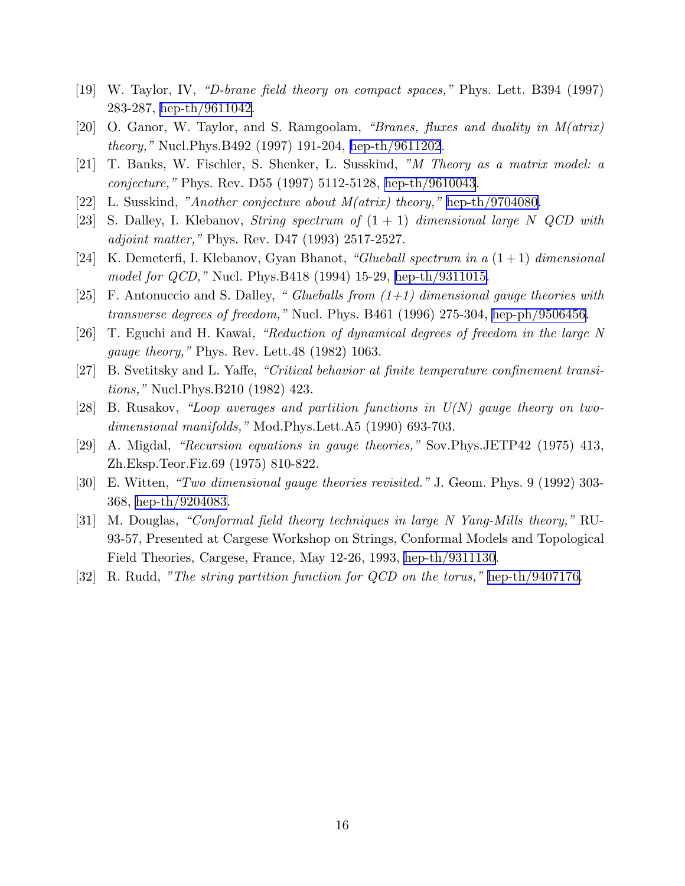[19] W. Taylor, IV, *"D-brane field theory on compact spaces,"* Phys. Lett. B394 (1997) 283-287, hep-th/9611042.

[20] O. Ganor, W. Taylor, and S. Ramgoolam, *"Branes, fluxes and duality in M(atrix) theory,"* Nucl.Phys.B492 (1997) 191-204, hep-th/9611202.

[21] T. Banks, W. Fischler, S. Shenker, L. Susskind, *"M Theory as a matrix model: a conjecture,"* Phys. Rev. D55 (1997) 5112-5128, hep-th/9610043.

[22] L. Susskind, *"Another conjecture about M(atrix) theory,"* hep-th/9704080.

[23] S. Dalley, I. Klebanov, *String spectrum of* $(1+1)$ *dimensional large N QCD with adjoint matter,"* Phys. Rev. D47 (1993) 2517-2527.

[24] K. Demeterfi, I. Klebanov, Gyan Bhanot, *"Glueball spectrum in a* $(1+1)$ *dimensional model for QCD,"* Nucl. Phys.B418 (1994) 15-29, hep-th/9311015.

[25] F. Antonuccio and S. Dalley, *" Glueballs from (1+1) dimensional gauge theories with transverse degrees of freedom,"* Nucl. Phys. B461 (1996) 275-304, hep-ph/9506456.

[26] T. Eguchi and H. Kawai, *"Reduction of dynamical degrees of freedom in the large N gauge theory,"* Phys. Rev. Lett.48 (1982) 1063.

[27] B. Svetitsky and L. Yaffe, *"Critical behavior at finite temperature confinement transitions,"* Nucl.Phys.B210 (1982) 423.

[28] B. Rusakov, *"Loop averages and partition functions in U(N) gauge theory on two-dimensional manifolds,"* Mod.Phys.Lett.A5 (1990) 693-703.

[29] A. Migdal, *"Recursion equations in gauge theories,"* Sov.Phys.JETP42 (1975) 413, Zh.Eksp.Teor.Fiz.69 (1975) 810-822.

[30] E. Witten, *"Two dimensional gauge theories revisited."* J. Geom. Phys. 9 (1992) 303-368, hep-th/9204083.

[31] M. Douglas, *"Conformal field theory techniques in large N Yang-Mills theory,"* RU-93-57, Presented at Cargese Workshop on Strings, Conformal Models and Topological Field Theories, Cargese, France, May 12-26, 1993, hep-th/9311130.

[32] R. Rudd, *"The string partition function for QCD on the torus,"* hep-th/9407176.